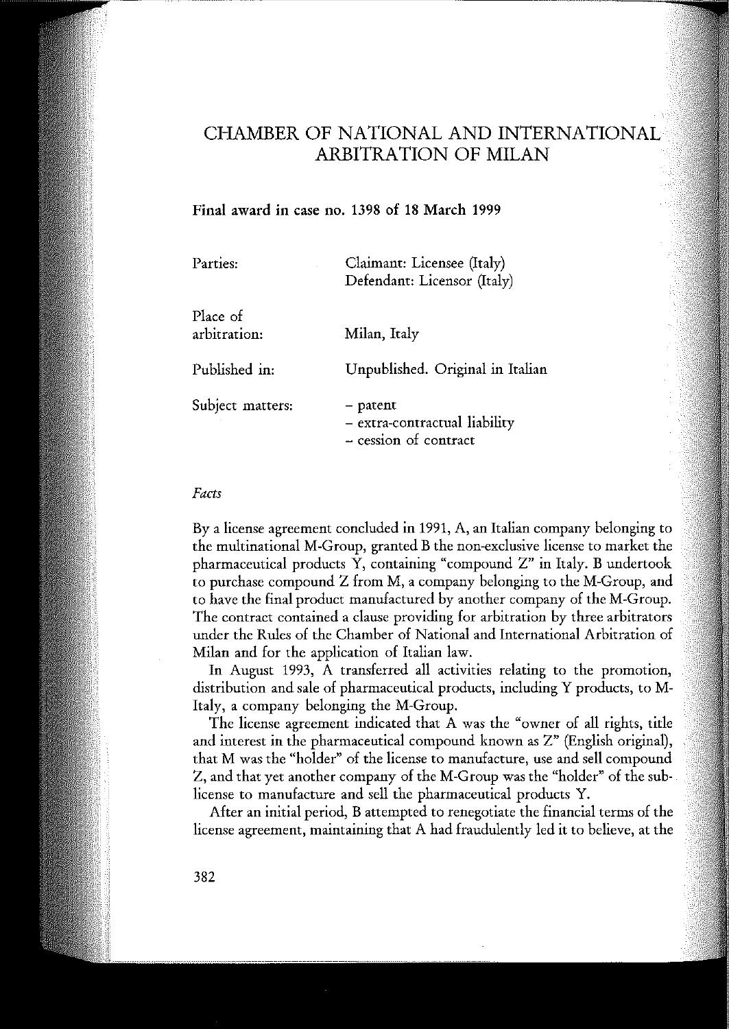# CHAMBER OF NATIONAL AND INTERNATIONAL ARBITRATION OF MILAN

## Final award in case no. 1398 of 18 March 1999

| | |
|---|---|
| Parties: | Claimant: Licensee (Italy)<br>Defendant: Licensor (Italy) |
| Place of arbitration: | Milan, Italy |
| Published in: | Unpublished. Original in Italian |
| Subject matters: | – patent<br>– extra-contractual liability<br>– cession of contract |

### *Facts*

By a license agreement concluded in 1991, A, an Italian company belonging to the multinational M-Group, granted B the non-exclusive license to market the pharmaceutical products Y, containing "compound Z" in Italy. B undertook to purchase compound Z from M, a company belonging to the M-Group, and to have the final product manufactured by another company of the M-Group. The contract contained a clause providing for arbitration by three arbitrators under the Rules of the Chamber of National and International Arbitration of Milan and for the application of Italian law.

In August 1993, A transferred all activities relating to the promotion, distribution and sale of pharmaceutical products, including Y products, to M-Italy, a company belonging the M-Group.

The license agreement indicated that A was the "owner of all rights, title and interest in the pharmaceutical compound known as Z" (English original), that M was the "holder" of the license to manufacture, use and sell compound Z, and that yet another company of the M-Group was the "holder" of the sub-license to manufacture and sell the pharmaceutical products Y.

After an initial period, B attempted to renegotiate the financial terms of the license agreement, maintaining that A had fraudulently led it to believe, at the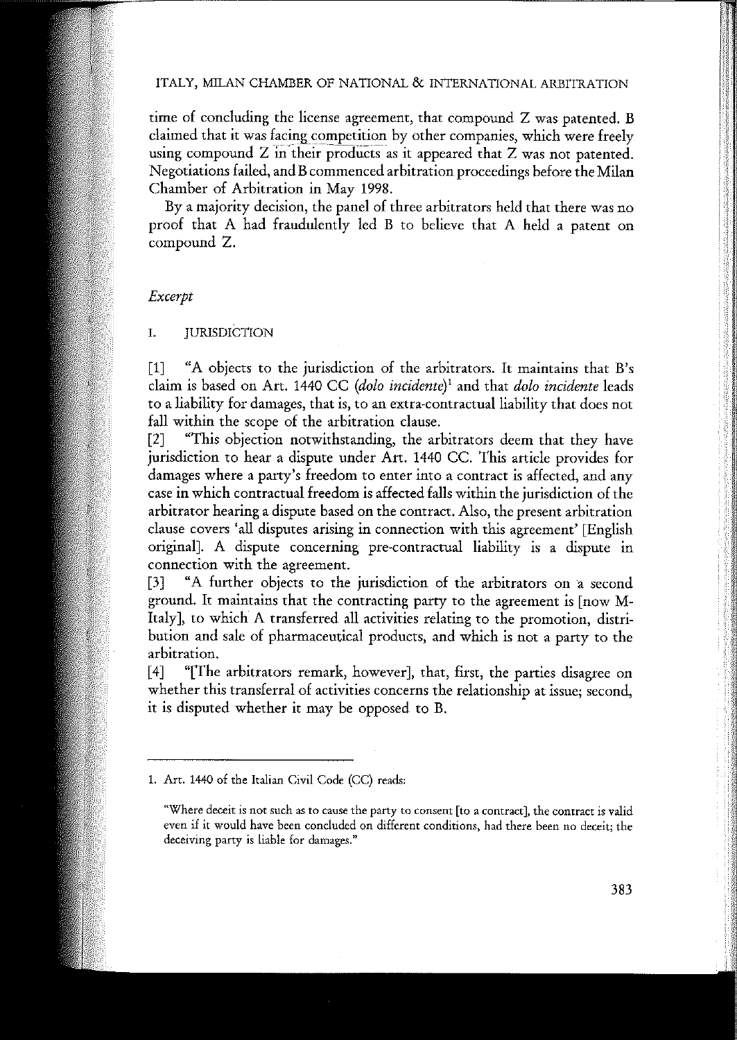time of concluding the license agreement, that compound Z was patented. B claimed that it was facing competition by other companies, which were freely using compound Z in their products as it appeared that Z was not patented. Negotiations failed, and B commenced arbitration proceedings before the Milan Chamber of Arbitration in May 1998.

By a majority decision, the panel of three arbitrators held that there was no proof that A had fraudulently led B to believe that A held a patent on compound Z.

*Excerpt*

## I. JURISDICTION

[1] "A objects to the jurisdiction of the arbitrators. It maintains that B's claim is based on Art. 1440 CC (*dolo incidente*)[1] and that *dolo incidente* leads to a liability for damages, that is, to an extra-contractual liability that does not fall within the scope of the arbitration clause.

[2] "This objection notwithstanding, the arbitrators deem that they have jurisdiction to hear a dispute under Art. 1440 CC. This article provides for damages where a party's freedom to enter into a contract is affected, and any case in which contractual freedom is affected falls within the jurisdiction of the arbitrator hearing a dispute based on the contract. Also, the present arbitration clause covers 'all disputes arising in connection with this agreement' [English original]. A dispute concerning pre-contractual liability is a dispute in connection with the agreement.

[3] "A further objects to the jurisdiction of the arbitrators on a second ground. It maintains that the contracting party to the agreement is [now M-Italy], to which A transferred all activities relating to the promotion, distribution and sale of pharmaceutical products, and which is not a party to the arbitration.

[4] "[The arbitrators remark, however], that, first, the parties disagree on whether this transferral of activities concerns the relationship at issue; second, it is disputed whether it may be opposed to B.

---

1. Art. 1440 of the Italian Civil Code (CC) reads:

"Where deceit is not such as to cause the party to consent [to a contract], the contract is valid even if it would have been concluded on different conditions, had there been no deceit; the deceiving party is liable for damages."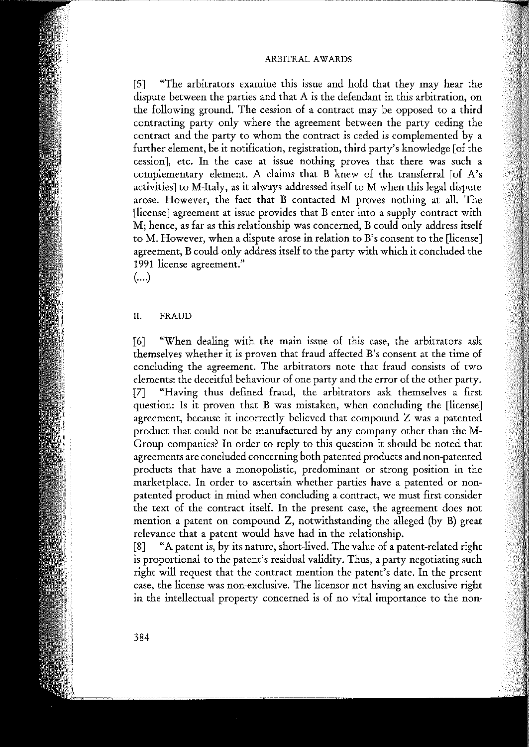[5] "The arbitrators examine this issue and hold that they may hear the dispute between the parties and that A is the defendant in this arbitration, on the following ground. The cession of a contract may be opposed to a third contracting party only where the agreement between the party ceding the contract and the party to whom the contract is ceded is complemented by a further element, be it notification, registration, third party's knowledge [of the cession], etc. In the case at issue nothing proves that there was such a complementary element. A claims that B knew of the transferral [of A's activities] to M-Italy, as it always addressed itself to M when this legal dispute arose. However, the fact that B contacted M proves nothing at all. The [license] agreement at issue provides that B enter into a supply contract with M; hence, as far as this relationship was concerned, B could only address itself to M. However, when a dispute arose in relation to B's consent to the [license] agreement, B could only address itself to the party with which it concluded the 1991 license agreement."

(....)

## II. FRAUD

[6] "When dealing with the main issue of this case, the arbitrators ask themselves whether it is proven that fraud affected B's consent at the time of concluding the agreement. The arbitrators note that fraud consists of two elements: the deceitful behaviour of one party and the error of the other party.

[7] "Having thus defined fraud, the arbitrators ask themselves a first question: Is it proven that B was mistaken, when concluding the [license] agreement, because it incorrectly believed that compound Z was a patented product that could not be manufactured by any company other than the M-Group companies? In order to reply to this question it should be noted that agreements are concluded concerning both patented products and non-patented products that have a monopolistic, predominant or strong position in the marketplace. In order to ascertain whether parties have a patented or non-patented product in mind when concluding a contract, we must first consider the text of the contract itself. In the present case, the agreement does not mention a patent on compound Z, notwithstanding the alleged (by B) great relevance that a patent would have had in the relationship.

[8] "A patent is, by its nature, short-lived. The value of a patent-related right is proportional to the patent's residual validity. Thus, a party negotiating such right will request that the contract mention the patent's date. In the present case, the license was non-exclusive. The licensor not having an exclusive right in the intellectual property concerned is of no vital importance to the non-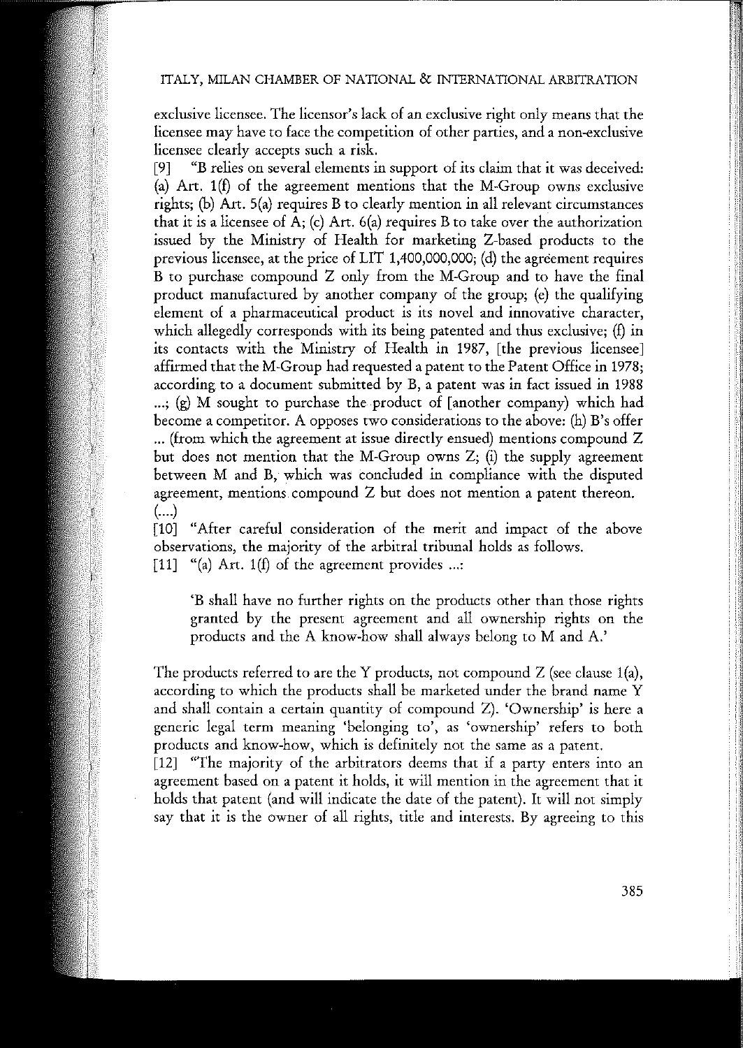exclusive licensee. The licensor's lack of an exclusive right only means that the licensee may have to face the competition of other parties, and a non-exclusive licensee clearly accepts such a risk.

[9] "B relies on several elements in support of its claim that it was deceived: (a) Art. 1(f) of the agreement mentions that the M-Group owns exclusive rights; (b) Art. 5(a) requires B to clearly mention in all relevant circumstances that it is a licensee of A; (c) Art. 6(a) requires B to take over the authorization issued by the Ministry of Health for marketing Z-based products to the previous licensee, at the price of LIT 1,400,000,000; (d) the agreement requires B to purchase compound Z only from the M-Group and to have the final product manufactured by another company of the group; (e) the qualifying element of a pharmaceutical product is its novel and innovative character, which allegedly corresponds with its being patented and thus exclusive; (f) in its contacts with the Ministry of Health in 1987, [the previous licensee] affirmed that the M-Group had requested a patent to the Patent Office in 1978; according to a document submitted by B, a patent was in fact issued in 1988 ...; (g) M sought to purchase the product of [another company) which had become a competitor. A opposes two considerations to the above: (h) B's offer ... (from which the agreement at issue directly ensued) mentions compound Z but does not mention that the M-Group owns Z; (i) the supply agreement between M and B, which was concluded in compliance with the disputed agreement, mentions compound Z but does not mention a patent thereon. (....)

[10] "After careful consideration of the merit and impact of the above observations, the majority of the arbitral tribunal holds as follows.

[11] "(a) Art. 1(f) of the agreement provides ...:

> 'B shall have no further rights on the products other than those rights granted by the present agreement and all ownership rights on the products and the A know-how shall always belong to M and A.'

The products referred to are the Y products, not compound Z (see clause 1(a), according to which the products shall be marketed under the brand name Y and shall contain a certain quantity of compound Z). 'Ownership' is here a generic legal term meaning 'belonging to', as 'ownership' refers to both products and know-how, which is definitely not the same as a patent.

[12] "The majority of the arbitrators deems that if a party enters into an agreement based on a patent it holds, it will mention in the agreement that it holds that patent (and will indicate the date of the patent). It will not simply say that it is the owner of all rights, title and interests. By agreeing to this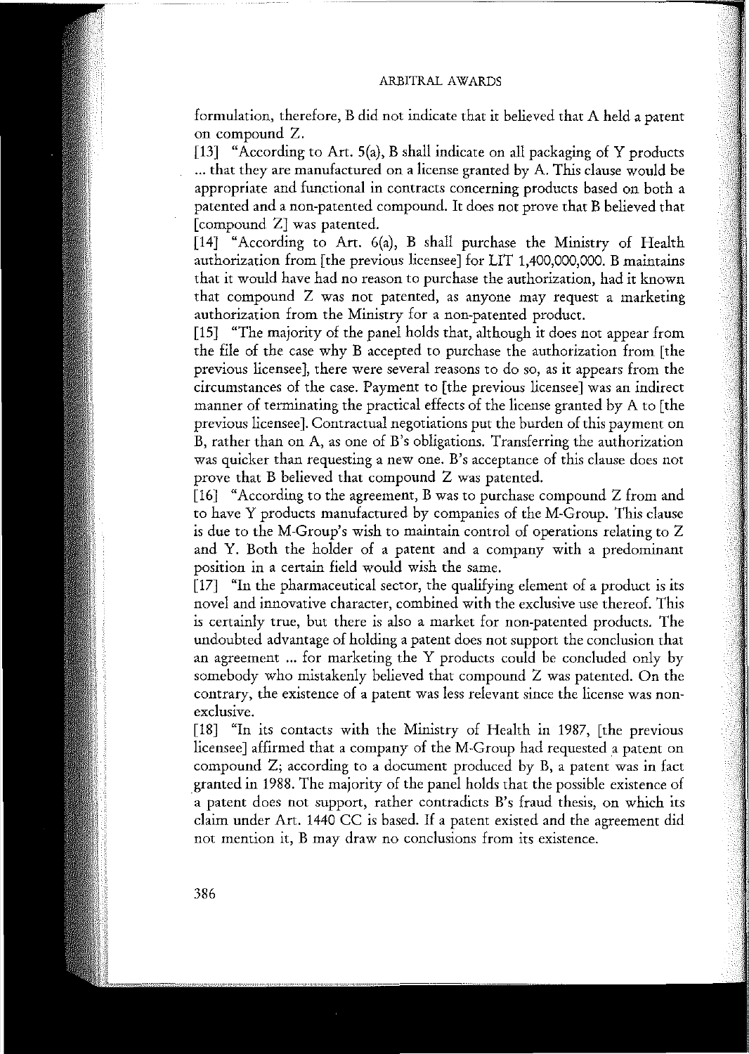formulation, therefore, B did not indicate that it believed that A held a patent on compound Z.

[13] "According to Art. 5(a), B shall indicate on all packaging of Y products ... that they are manufactured on a license granted by A. This clause would be appropriate and functional in contracts concerning products based on both a patented and a non-patented compound. It does not prove that B believed that [compound Z] was patented.

[14] "According to Art. 6(a), B shall purchase the Ministry of Health authorization from [the previous licensee] for LIT 1,400,000,000. B maintains that it would have had no reason to purchase the authorization, had it known that compound Z was not patented, as anyone may request a marketing authorization from the Ministry for a non-patented product.

[15] "The majority of the panel holds that, although it does not appear from the file of the case why B accepted to purchase the authorization from [the previous licensee], there were several reasons to do so, as it appears from the circumstances of the case. Payment to [the previous licensee] was an indirect manner of terminating the practical effects of the license granted by A to [the previous licensee]. Contractual negotiations put the burden of this payment on B, rather than on A, as one of B's obligations. Transferring the authorization was quicker than requesting a new one. B's acceptance of this clause does not prove that B believed that compound Z was patented.

[16] "According to the agreement, B was to purchase compound Z from and to have Y products manufactured by companies of the M-Group. This clause is due to the M-Group's wish to maintain control of operations relating to Z and Y. Both the holder of a patent and a company with a predominant position in a certain field would wish the same.

[17] "In the pharmaceutical sector, the qualifying element of a product is its novel and innovative character, combined with the exclusive use thereof. This is certainly true, but there is also a market for non-patented products. The undoubted advantage of holding a patent does not support the conclusion that an agreement ... for marketing the Y products could be concluded only by somebody who mistakenly believed that compound Z was patented. On the contrary, the existence of a patent was less relevant since the license was non-exclusive.

[18] "In its contacts with the Ministry of Health in 1987, [the previous licensee] affirmed that a company of the M-Group had requested a patent on compound Z; according to a document produced by B, a patent was in fact granted in 1988. The majority of the panel holds that the possible existence of a patent does not support, rather contradicts B's fraud thesis, on which its claim under Art. 1440 CC is based. If a patent existed and the agreement did not mention it, B may draw no conclusions from its existence.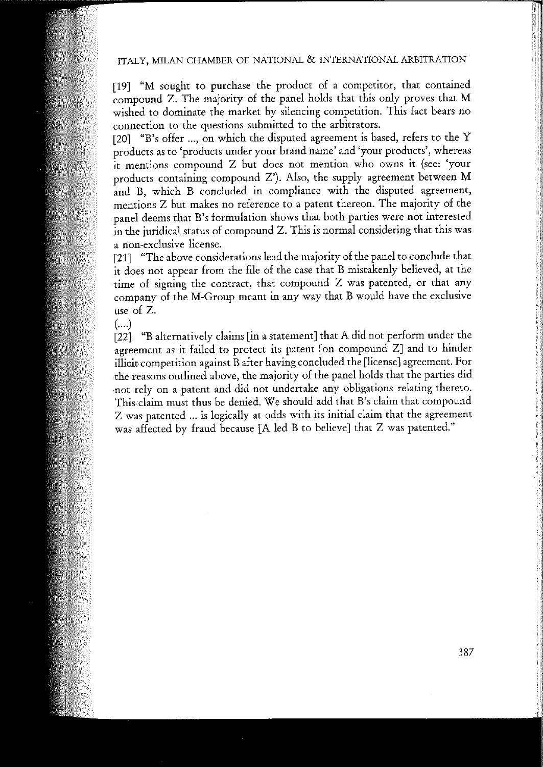[19] "M sought to purchase the product of a competitor, that contained compound Z. The majority of the panel holds that this only proves that M wished to dominate the market by silencing competition. This fact bears no connection to the questions submitted to the arbitrators.

[20] "B's offer ..., on which the disputed agreement is based, refers to the Y products as to 'products under your brand name' and 'your products', whereas it mentions compound Z but does not mention who owns it (see: 'your products containing compound Z'). Also, the supply agreement between M and B, which B concluded in compliance with the disputed agreement, mentions Z but makes no reference to a patent thereon. The majority of the panel deems that B's formulation shows that both parties were not interested in the juridical status of compound Z. This is normal considering that this was a non-exclusive license.

[21] "The above considerations lead the majority of the panel to conclude that it does not appear from the file of the case that B mistakenly believed, at the time of signing the contract, that compound Z was patented, or that any company of the M-Group meant in any way that B would have the exclusive use of Z.

(....)

[22] "B alternatively claims [in a statement] that A did not perform under the agreement as it failed to protect its patent [on compound Z] and to hinder illicit competition against B after having concluded the [license] agreement. For the reasons outlined above, the majority of the panel holds that the parties did not rely on a patent and did not undertake any obligations relating thereto. This claim must thus be denied. We should add that B's claim that compound Z was patented ... is logically at odds with its initial claim that the agreement was affected by fraud because [A led B to believe] that Z was patented."